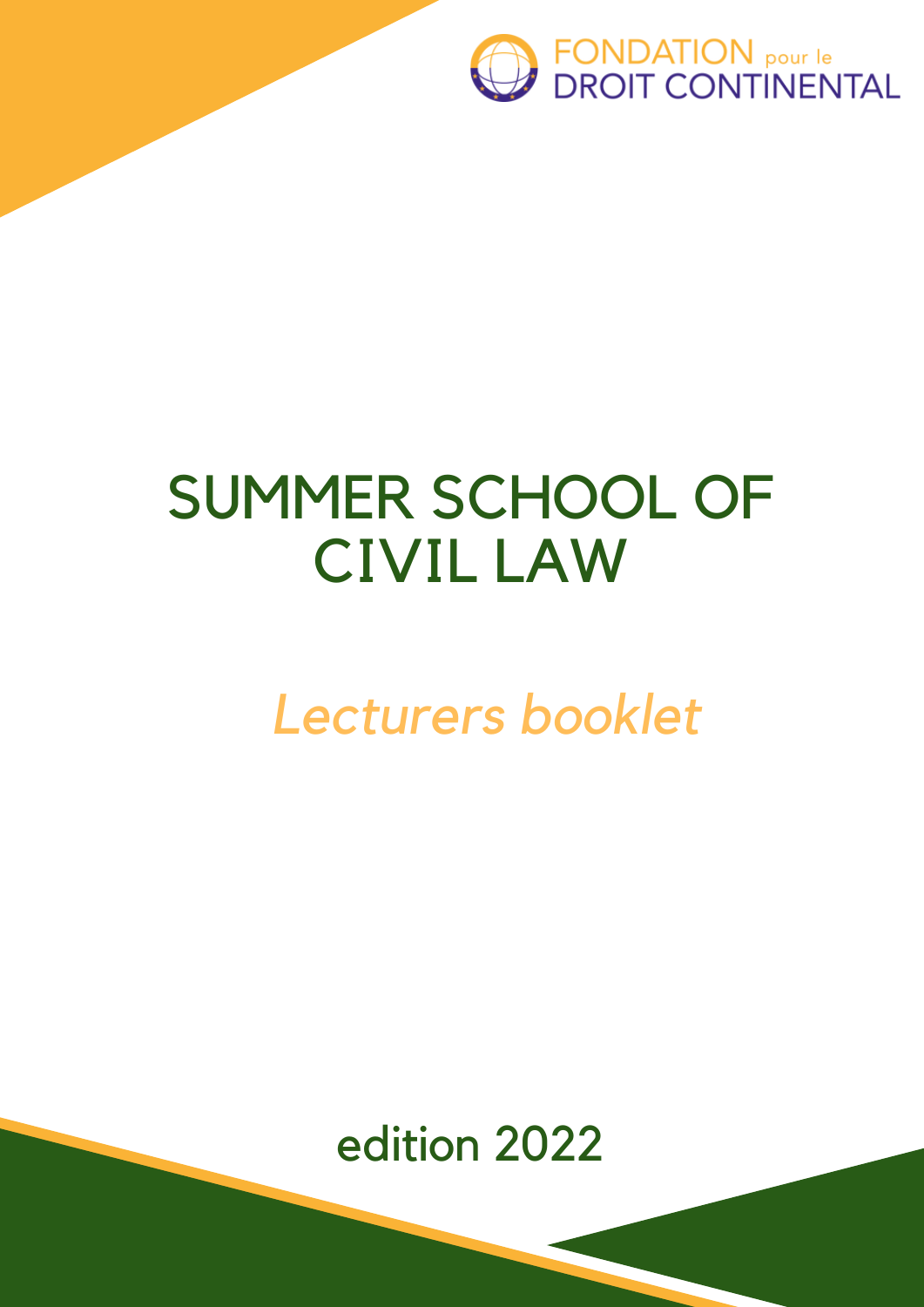FONDATION pour le DROIT CONTINENTAL

# SUMMER SCHOOL OF CIVIL LAW

## *Lecturers booklet*

edition 2022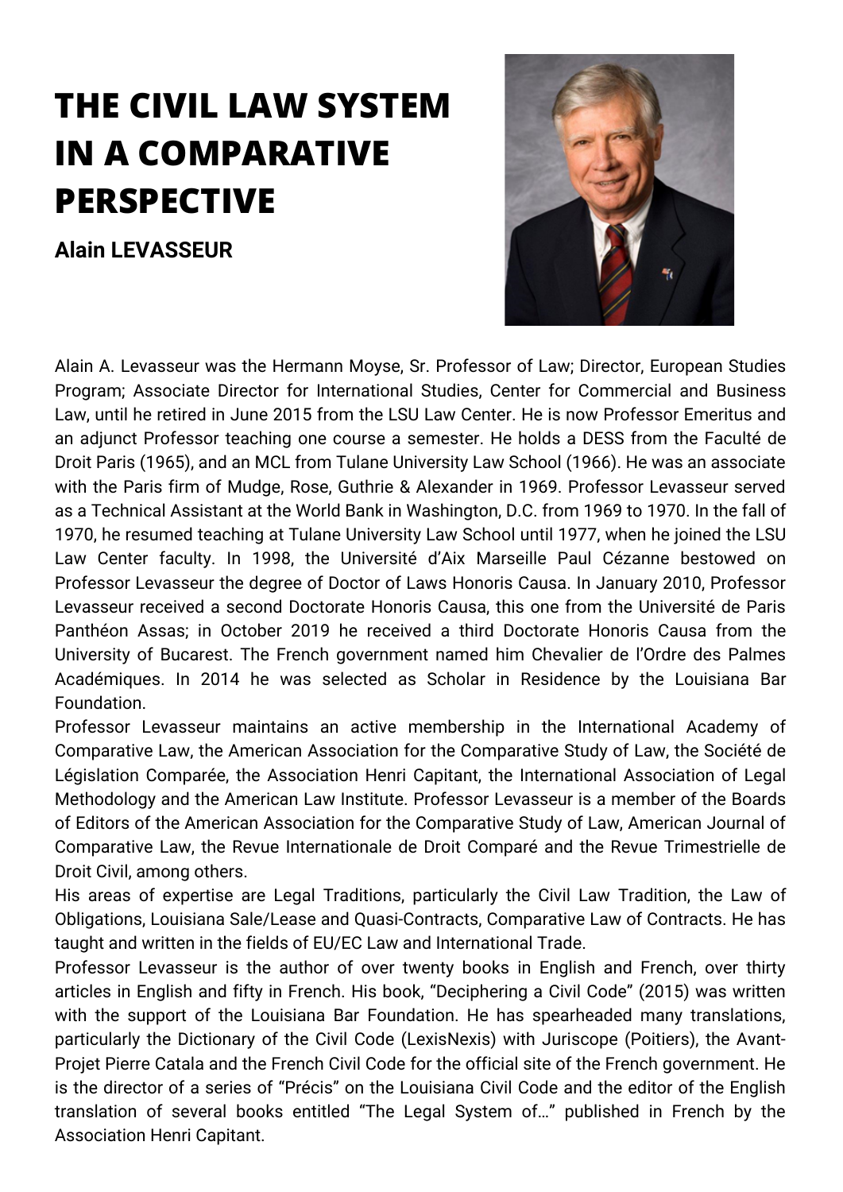# THE CIVIL LAW SYSTEM IN A COMPARATIVE PERSPECTIVE

**Alain LEVASSEUR**

Alain A. Levasseur was the Hermann Moyse, Sr. Professor of Law; Director, European Studies Program; Associate Director for International Studies, Center for Commercial and Business Law, until he retired in June 2015 from the LSU Law Center. He is now Professor Emeritus and an adjunct Professor teaching one course a semester. He holds a DESS from the Faculté de Droit Paris (1965), and an MCL from Tulane University Law School (1966). He was an associate with the Paris firm of Mudge, Rose, Guthrie & Alexander in 1969. Professor Levasseur served as a Technical Assistant at the World Bank in Washington, D.C. from 1969 to 1970. In the fall of 1970, he resumed teaching at Tulane University Law School until 1977, when he joined the LSU Law Center faculty. In 1998, the Université d'Aix Marseille Paul Cézanne bestowed on Professor Levasseur the degree of Doctor of Laws Honoris Causa. In January 2010, Professor Levasseur received a second Doctorate Honoris Causa, this one from the Université de Paris Panthéon Assas; in October 2019 he received a third Doctorate Honoris Causa from the University of Bucarest. The French government named him Chevalier de l'Ordre des Palmes Académiques. In 2014 he was selected as Scholar in Residence by the Louisiana Bar Foundation.

Professor Levasseur maintains an active membership in the International Academy of Comparative Law, the American Association for the Comparative Study of Law, the Société de Législation Comparée, the Association Henri Capitant, the International Association of Legal Methodology and the American Law Institute. Professor Levasseur is a member of the Boards of Editors of the American Association for the Comparative Study of Law, American Journal of Comparative Law, the Revue Internationale de Droit Comparé and the Revue Trimestrielle de Droit Civil, among others.

His areas of expertise are Legal Traditions, particularly the Civil Law Tradition, the Law of Obligations, Louisiana Sale/Lease and Quasi-Contracts, Comparative Law of Contracts. He has taught and written in the fields of EU/EC Law and International Trade.

Professor Levasseur is the author of over twenty books in English and French, over thirty articles in English and fifty in French. His book, "Deciphering a Civil Code" (2015) was written with the support of the Louisiana Bar Foundation. He has spearheaded many translations, particularly the Dictionary of the Civil Code (LexisNexis) with Juriscope (Poitiers), the Avant-Projet Pierre Catala and the French Civil Code for the official site of the French government. He is the director of a series of "Précis" on the Louisiana Civil Code and the editor of the English translation of several books entitled "The Legal System of…" published in French by the Association Henri Capitant.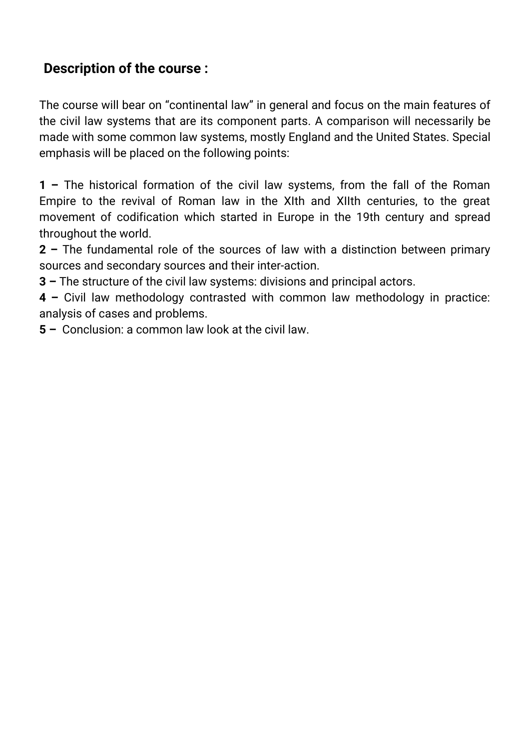## Description of the course :

The course will bear on “continental law” in general and focus on the main features of the civil law systems that are its component parts. A comparison will necessarily be made with some common law systems, mostly England and the United States. Special emphasis will be placed on the following points:

**1 –** The historical formation of the civil law systems, from the fall of the Roman Empire to the revival of Roman law in the XIth and XIIth centuries, to the great movement of codification which started in Europe in the 19th century and spread throughout the world.

**2 –** The fundamental role of the sources of law with a distinction between primary sources and secondary sources and their inter-action.

**3 –** The structure of the civil law systems: divisions and principal actors.

**4 –** Civil law methodology contrasted with common law methodology in practice: analysis of cases and problems.

**5 –** Conclusion: a common law look at the civil law.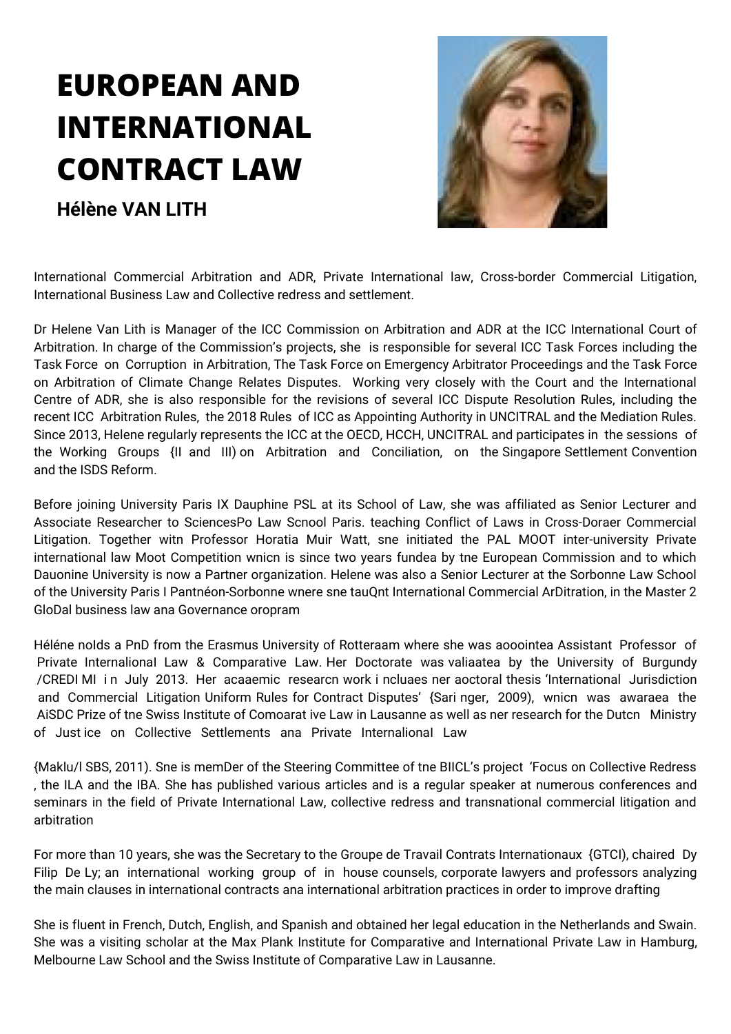# EUROPEAN AND INTERNATIONAL CONTRACT LAW

**Hélène VAN LITH**

International Commercial Arbitration and ADR, Private International law, Cross-border Commercial Litigation, International Business Law and Collective redress and settlement.

Dr Helene Van Lith is Manager of the ICC Commission on Arbitration and ADR at the ICC International Court of Arbitration. In charge of the Commission's projects, she is responsible for several ICC Task Forces including the Task Force on Corruption in Arbitration, The Task Force on Emergency Arbitrator Proceedings and the Task Force on Arbitration of Climate Change Relates Disputes. Working very closely with the Court and the International Centre of ADR, she is also responsible for the revisions of several ICC Dispute Resolution Rules, including the recent ICC Arbitration Rules, the 2018 Rules of ICC as Appointing Authority in UNCITRAL and the Mediation Rules. Since 2013, Helene regularly represents the ICC at the OECD, HCCH, UNCITRAL and participates in the sessions of the Working Groups (II and III) on Arbitration and Conciliation, on the Singapore Settlement Convention and the ISDS Reform.

Before joining University Paris IX Dauphine PSL at its School of Law, she was affiliated as Senior Lecturer and Associate Researcher to SciencesPo Law Scnool Paris. teaching Conflict of Laws in Cross-Doraer Commercial Litigation. Together witn Professor Horatia Muir Watt, sne initiated the PAL MOOT inter-university Private international law Moot Competition wnicn is since two years fundea by tne European Commission and to which Dauonine University is now a Partner organization. Helene was also a Senior Lecturer at the Sorbonne Law School of the University Paris I Pantnéon-Sorbonne wnere sne tauQnt International Commercial ArDitration, in the Master 2 GloDal business law ana Governance oropram

Héléne noIds a PnD from the Erasmus University of Rotteraam where she was aooointea Assistant Professor of Private Internalional Law & Comparative Law. Her Doctorate was valiaatea by the University of Burgundy /CREDI MI in July 2013. Her acaaemic researcn work i ncluaes ner aoctoral thesis 'International Jurisdiction and Commercial Litigation Uniform Rules for Contract Disputes' (Sari nger, 2009), wnicn was awaraea the AiSDC Prize of tne Swiss Institute of Comoarat ive Law in Lausanne as well as ner research for the Dutcn Ministry of Just ice on Collective Settlements ana Private Internalional Law

(Maklu/I SBS, 2011). Sne is memDer of the Steering Committee of tne BIICL's project 'Focus on Collective Redress , the ILA and the IBA. She has published various articles and is a regular speaker at numerous conferences and seminars in the field of Private International Law, collective redress and transnational commercial litigation and arbitration

For more than 10 years, she was the Secretary to the Groupe de Travail Contrats Internationaux (GTCI), chaired Dy Filip De Ly; an international working group of in house counsels, corporate lawyers and professors analyzing the main clauses in international contracts ana international arbitration practices in order to improve drafting

She is fluent in French, Dutch, English, and Spanish and obtained her legal education in the Netherlands and Swain. She was a visiting scholar at the Max Plank Institute for Comparative and International Private Law in Hamburg, Melbourne Law School and the Swiss Institute of Comparative Law in Lausanne.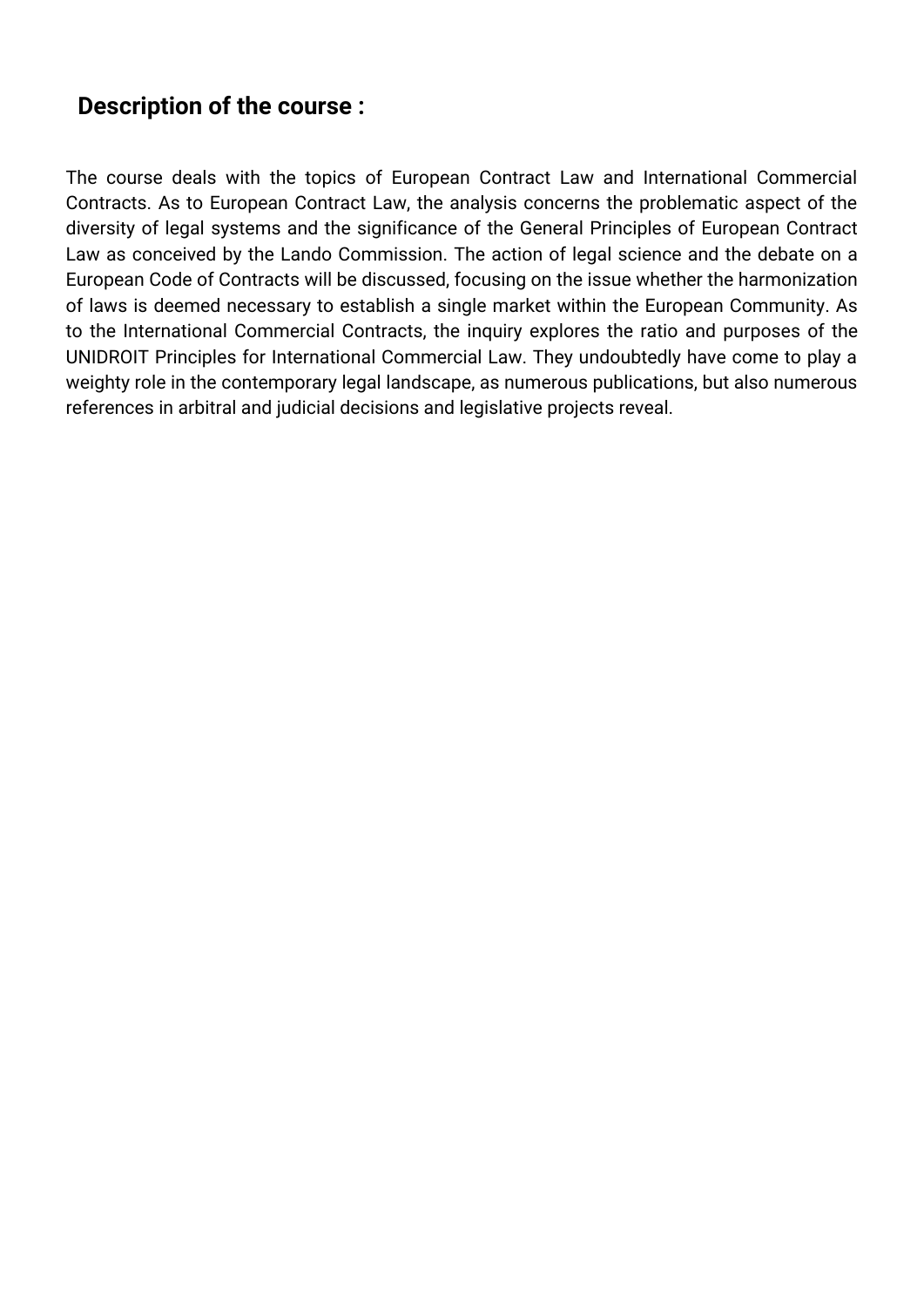## Description of the course :

The course deals with the topics of European Contract Law and International Commercial Contracts. As to European Contract Law, the analysis concerns the problematic aspect of the diversity of legal systems and the significance of the General Principles of European Contract Law as conceived by the Lando Commission. The action of legal science and the debate on a European Code of Contracts will be discussed, focusing on the issue whether the harmonization of laws is deemed necessary to establish a single market within the European Community. As to the International Commercial Contracts, the inquiry explores the ratio and purposes of the UNIDROIT Principles for International Commercial Law. They undoubtedly have come to play a weighty role in the contemporary legal landscape, as numerous publications, but also numerous references in arbitral and judicial decisions and legislative projects reveal.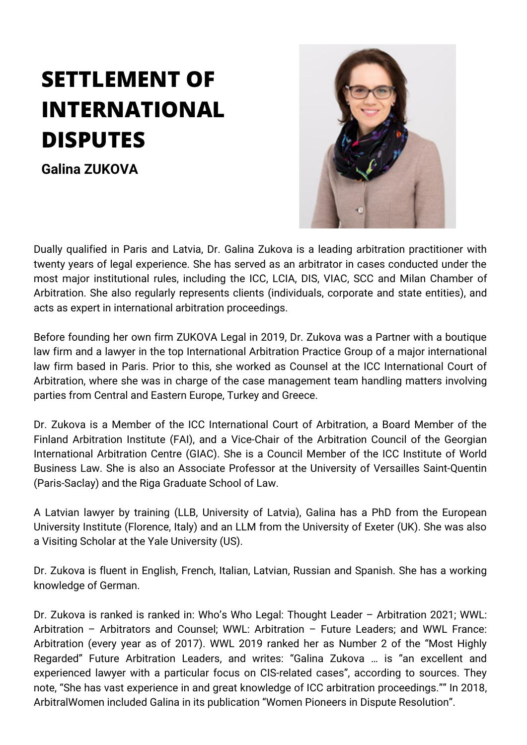# SETTLEMENT OF INTERNATIONAL DISPUTES

**Galina ZUKOVA**

Dually qualified in Paris and Latvia, Dr. Galina Zukova is a leading arbitration practitioner with twenty years of legal experience. She has served as an arbitrator in cases conducted under the most major institutional rules, including the ICC, LCIA, DIS, VIAC, SCC and Milan Chamber of Arbitration. She also regularly represents clients (individuals, corporate and state entities), and acts as expert in international arbitration proceedings.

Before founding her own firm ZUKOVA Legal in 2019, Dr. Zukova was a Partner with a boutique law firm and a lawyer in the top International Arbitration Practice Group of a major international law firm based in Paris. Prior to this, she worked as Counsel at the ICC International Court of Arbitration, where she was in charge of the case management team handling matters involving parties from Central and Eastern Europe, Turkey and Greece.

Dr. Zukova is a Member of the ICC International Court of Arbitration, a Board Member of the Finland Arbitration Institute (FAI), and a Vice-Chair of the Arbitration Council of the Georgian International Arbitration Centre (GIAC). She is a Council Member of the ICC Institute of World Business Law. She is also an Associate Professor at the University of Versailles Saint-Quentin (Paris-Saclay) and the Riga Graduate School of Law.

A Latvian lawyer by training (LLB, University of Latvia), Galina has a PhD from the European University Institute (Florence, Italy) and an LLM from the University of Exeter (UK). She was also a Visiting Scholar at the Yale University (US).

Dr. Zukova is fluent in English, French, Italian, Latvian, Russian and Spanish. She has a working knowledge of German.

Dr. Zukova is ranked is ranked in: Who's Who Legal: Thought Leader – Arbitration 2021; WWL: Arbitration – Arbitrators and Counsel; WWL: Arbitration – Future Leaders; and WWL France: Arbitration (every year as of 2017). WWL 2019 ranked her as Number 2 of the "Most Highly Regarded" Future Arbitration Leaders, and writes: "Galina Zukova … is "an excellent and experienced lawyer with a particular focus on CIS-related cases", according to sources. They note, "She has vast experience in and great knowledge of ICC arbitration proceedings."" In 2018, ArbitralWomen included Galina in its publication "Women Pioneers in Dispute Resolution".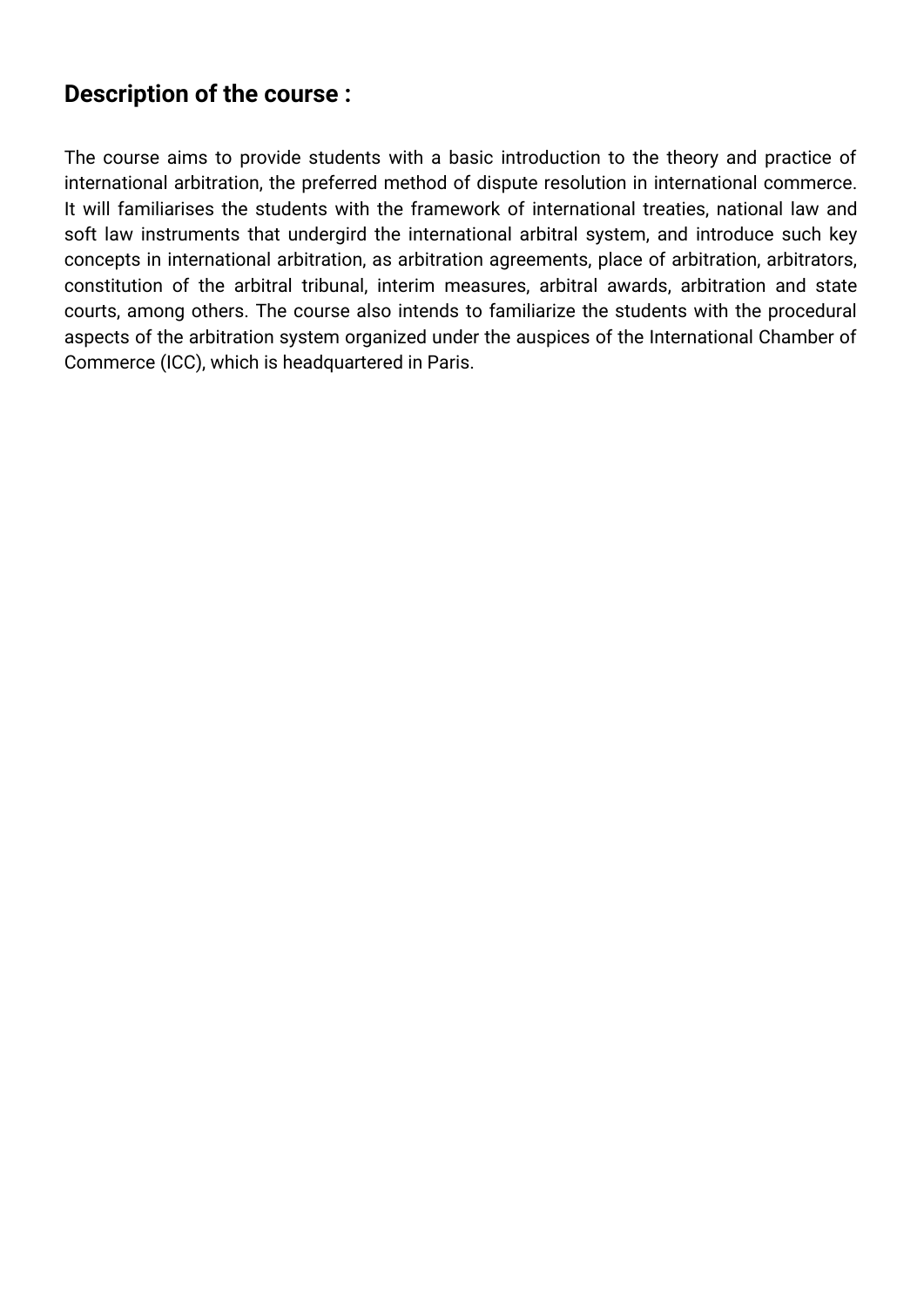## Description of the course :

The course aims to provide students with a basic introduction to the theory and practice of international arbitration, the preferred method of dispute resolution in international commerce. It will familiarises the students with the framework of international treaties, national law and soft law instruments that undergird the international arbitral system, and introduce such key concepts in international arbitration, as arbitration agreements, place of arbitration, arbitrators, constitution of the arbitral tribunal, interim measures, arbitral awards, arbitration and state courts, among others. The course also intends to familiarize the students with the procedural aspects of the arbitration system organized under the auspices of the International Chamber of Commerce (ICC), which is headquartered in Paris.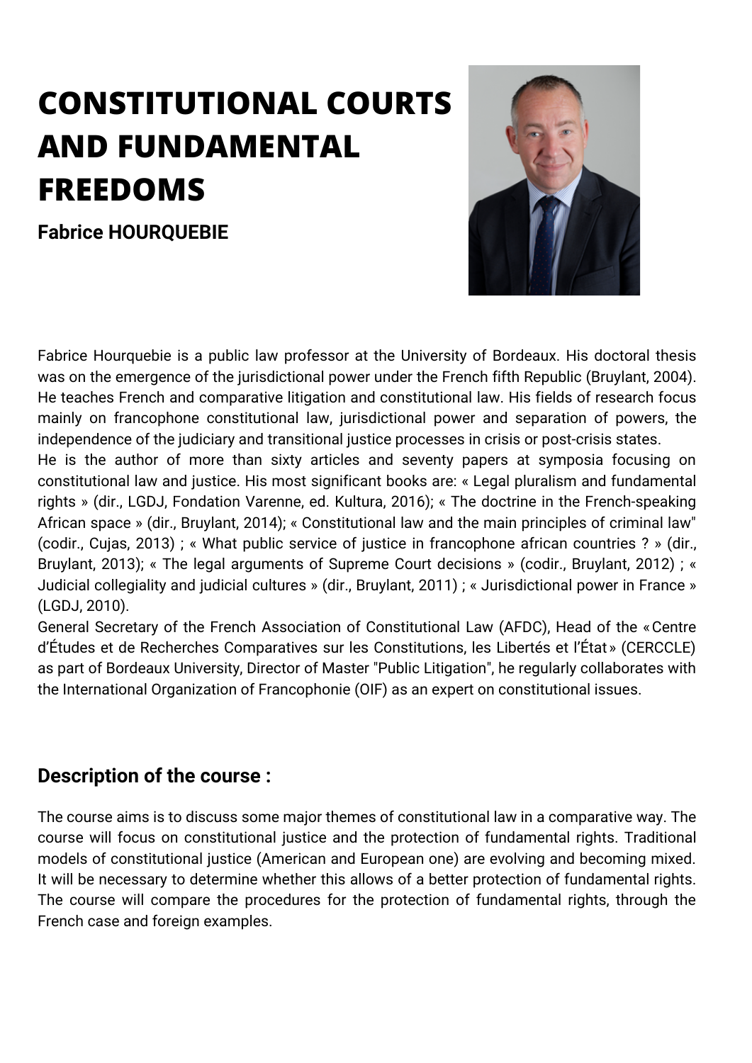# CONSTITUTIONAL COURTS AND FUNDAMENTAL FREEDOMS

**Fabrice HOURQUEBIE**

Fabrice Hourquebie is a public law professor at the University of Bordeaux. His doctoral thesis was on the emergence of the jurisdictional power under the French fifth Republic (Bruylant, 2004). He teaches French and comparative litigation and constitutional law. His fields of research focus mainly on francophone constitutional law, jurisdictional power and separation of powers, the independence of the judiciary and transitional justice processes in crisis or post-crisis states.

He is the author of more than sixty articles and seventy papers at symposia focusing on constitutional law and justice. His most significant books are: « Legal pluralism and fundamental rights » (dir., LGDJ, Fondation Varenne, ed. Kultura, 2016); « The doctrine in the French-speaking African space » (dir., Bruylant, 2014); « Constitutional law and the main principles of criminal law" (codir., Cujas, 2013) ; « What public service of justice in francophone african countries ? » (dir., Bruylant, 2013); « The legal arguments of Supreme Court decisions » (codir., Bruylant, 2012) ; « Judicial collegiality and judicial cultures » (dir., Bruylant, 2011) ; « Jurisdictional power in France » (LGDJ, 2010).

General Secretary of the French Association of Constitutional Law (AFDC), Head of the «Centre d'Études et de Recherches Comparatives sur les Constitutions, les Libertés et l'État» (CERCCLE) as part of Bordeaux University, Director of Master "Public Litigation", he regularly collaborates with the International Organization of Francophonie (OIF) as an expert on constitutional issues.

## Description of the course :

The course aims is to discuss some major themes of constitutional law in a comparative way. The course will focus on constitutional justice and the protection of fundamental rights. Traditional models of constitutional justice (American and European one) are evolving and becoming mixed. It will be necessary to determine whether this allows of a better protection of fundamental rights. The course will compare the procedures for the protection of fundamental rights, through the French case and foreign examples.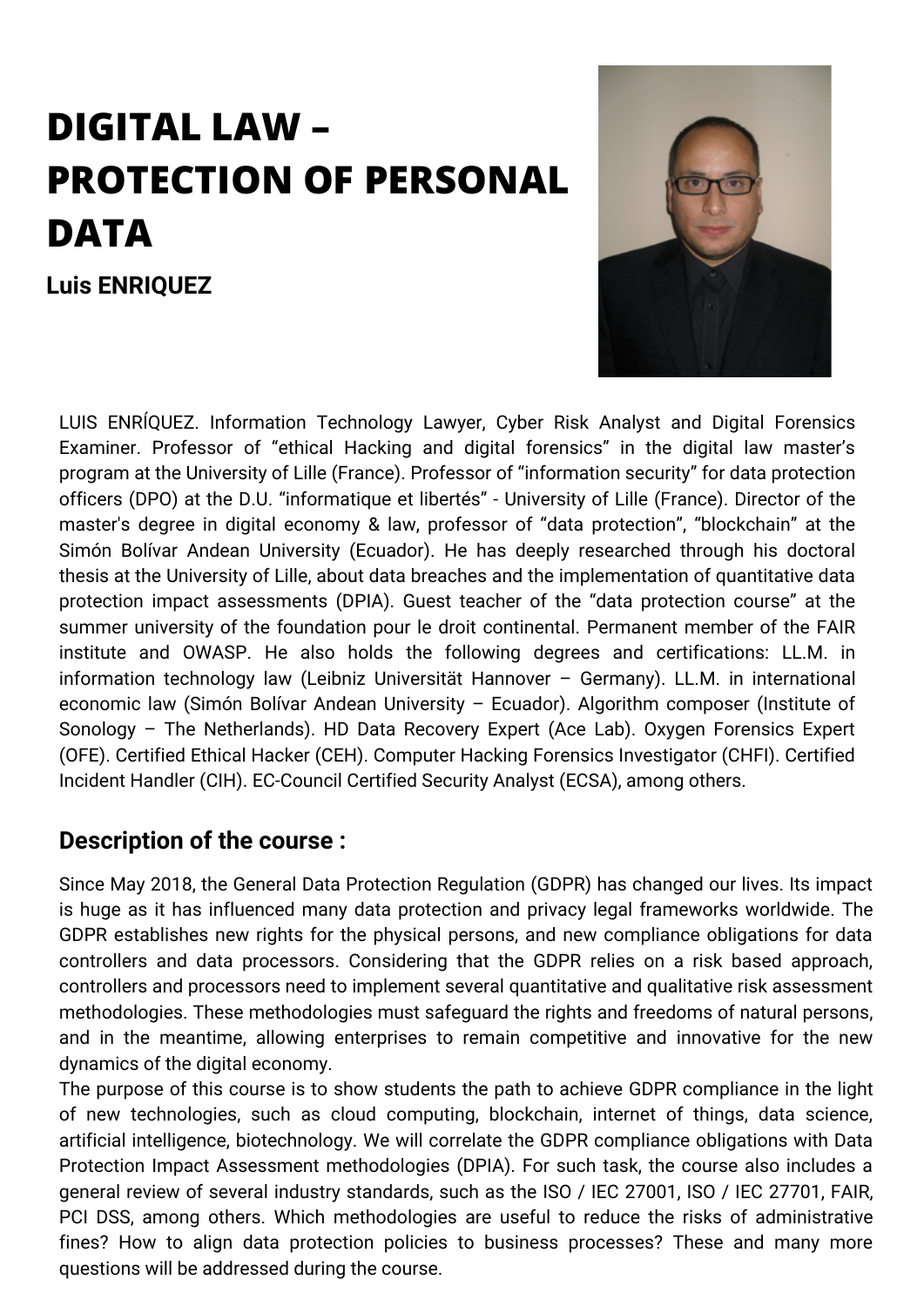# DIGITAL LAW – PROTECTION OF PERSONAL DATA

**Luis ENRIQUEZ**

LUIS ENRÍQUEZ. Information Technology Lawyer, Cyber Risk Analyst and Digital Forensics Examiner. Professor of "ethical Hacking and digital forensics" in the digital law master's program at the University of Lille (France). Professor of "information security" for data protection officers (DPO) at the D.U. "informatique et libertés" - University of Lille (France). Director of the master's degree in digital economy & law, professor of "data protection", "blockchain" at the Simón Bolívar Andean University (Ecuador). He has deeply researched through his doctoral thesis at the University of Lille, about data breaches and the implementation of quantitative data protection impact assessments (DPIA). Guest teacher of the "data protection course" at the summer university of the foundation pour le droit continental. Permanent member of the FAIR institute and OWASP. He also holds the following degrees and certifications: LL.M. in information technology law (Leibniz Universität Hannover – Germany). LL.M. in international economic law (Simón Bolívar Andean University – Ecuador). Algorithm composer (Institute of Sonology – The Netherlands). HD Data Recovery Expert (Ace Lab). Oxygen Forensics Expert (OFE). Certified Ethical Hacker (CEH). Computer Hacking Forensics Investigator (CHFI). Certified Incident Handler (CIH). EC-Council Certified Security Analyst (ECSA), among others.

## Description of the course :

Since May 2018, the General Data Protection Regulation (GDPR) has changed our lives. Its impact is huge as it has influenced many data protection and privacy legal frameworks worldwide. The GDPR establishes new rights for the physical persons, and new compliance obligations for data controllers and data processors. Considering that the GDPR relies on a risk based approach, controllers and processors need to implement several quantitative and qualitative risk assessment methodologies. These methodologies must safeguard the rights and freedoms of natural persons, and in the meantime, allowing enterprises to remain competitive and innovative for the new dynamics of the digital economy.

The purpose of this course is to show students the path to achieve GDPR compliance in the light of new technologies, such as cloud computing, blockchain, internet of things, data science, artificial intelligence, biotechnology. We will correlate the GDPR compliance obligations with Data Protection Impact Assessment methodologies (DPIA). For such task, the course also includes a general review of several industry standards, such as the ISO / IEC 27001, ISO / IEC 27701, FAIR, PCI DSS, among others. Which methodologies are useful to reduce the risks of administrative fines? How to align data protection policies to business processes? These and many more questions will be addressed during the course.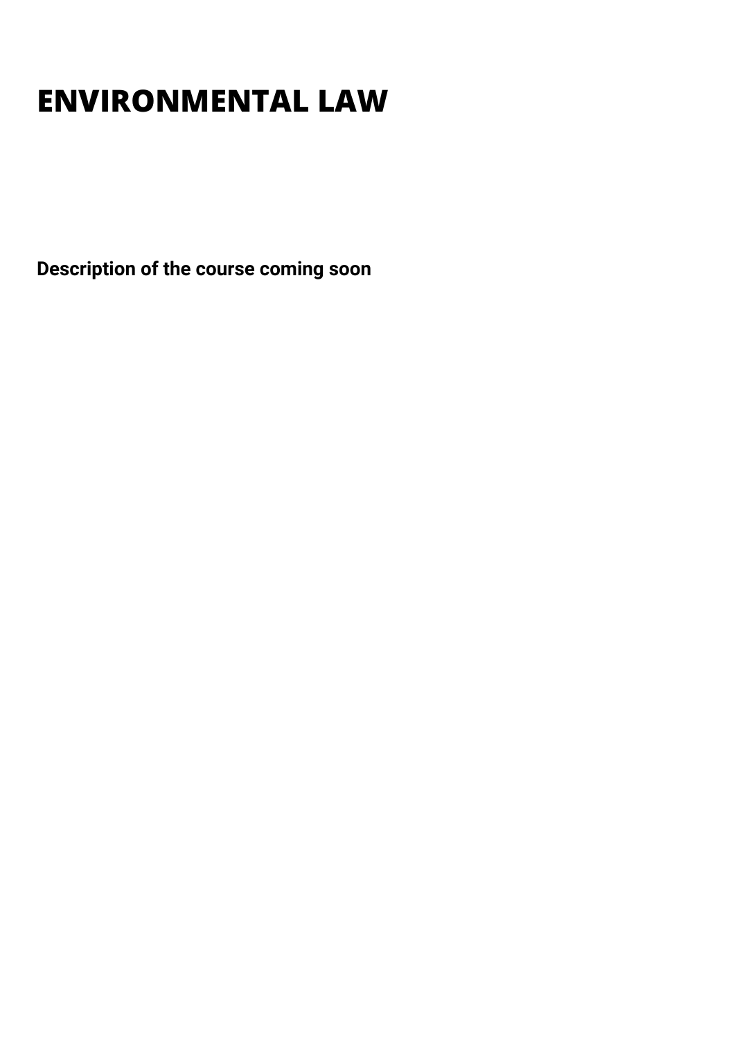# ENVIRONMENTAL LAW

**Description of the course coming soon**